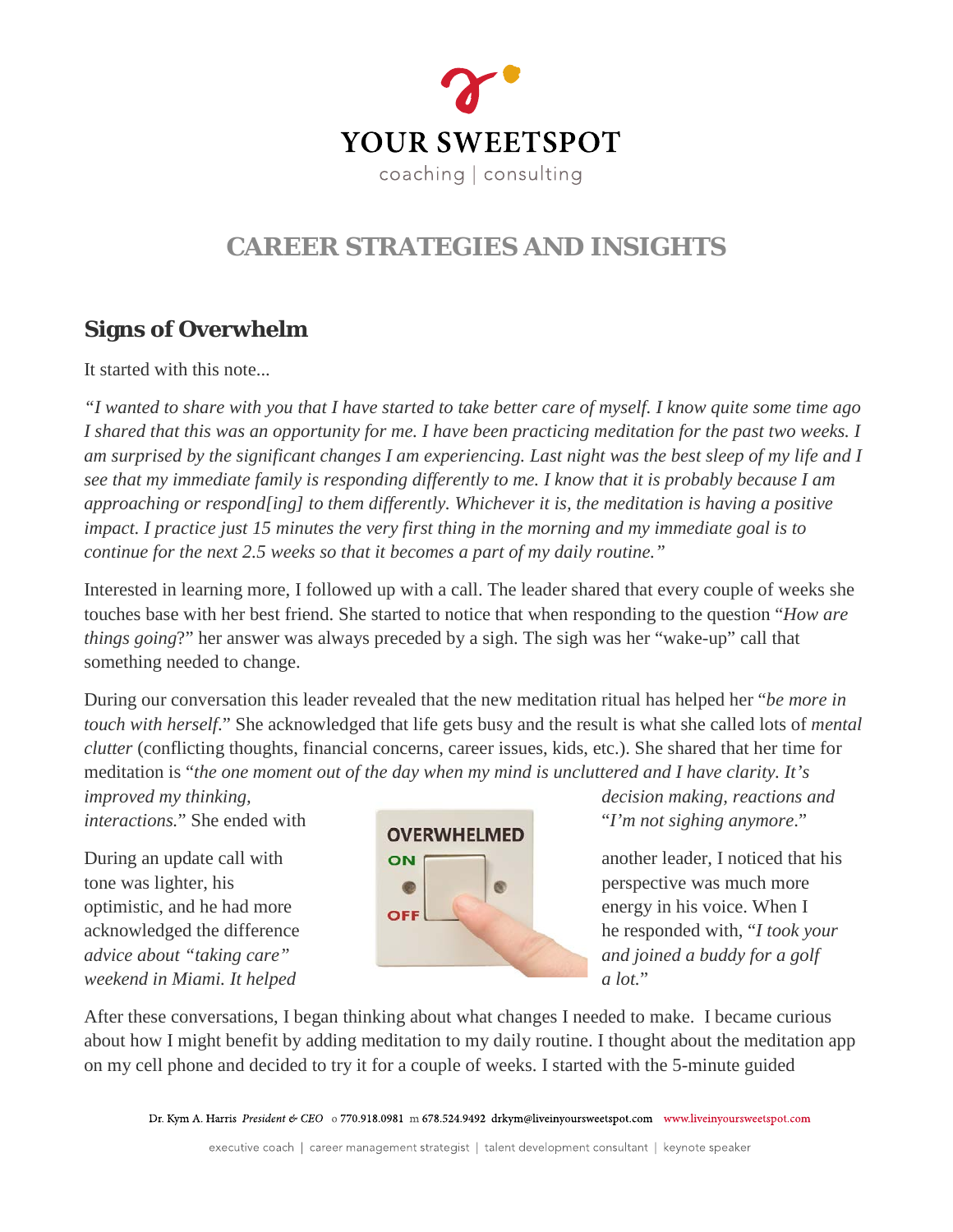# CAREER STRATEGIES AND INSIGHTS

## Signs of Overwhelm

It started with this note...

*"I wanted to share with you that I have started to take better care of myself. I know quite some time ago I shared that this was an opportunity for me. I have been practicing meditation for the past two weeks. I am surprised by the significant changes I am experiencing. Last night was the best sleep of my life and I see that my immediate family is responding differently to me. I know that it is probably because I am approaching or respond[ing] to them differently. Whichever it is, the meditation is having a positive impact. I practice just 15 minutes the very first thing in the morning and my immediate goal is to continue for the next 2.5 weeks so that it becomes a part of my daily routine."*

Interested in learning more, I followed up with a call. The leader shared that every couple of weeks she touches base with her best friend. She started to notice that when responding to the question "*How are things going*?" her answer was always preceded by a sigh. The sigh was her "wake-up" call that something needed to change.

During our conversation this leader revealed that the new meditation ritual has helped her "*be more in touch with herself*." She acknowledged that life gets busy and the result is what she called lots of *mental clutter* (conflicting thoughts, financial concerns, career issues, kids, etc.). She shared that her time for meditation is "*the one moment out of the day when my mind is uncluttered and I have clarity. It's improved my thinking, decision making, reactions and interactions.*" She ended with "*I'm not sighing anymore*."

During an update call with another leader, I noticed that his tone was lighter, his perspective was much more optimistic, and he had more energy in his voice. When I acknowledged the difference he responded with, "*I took your advice about "taking care" and joined a buddy for a golf weekend in Miami. It helped a lot.*"

After these conversations, I began thinking about what changes I needed to make. I became curious about how I might benefit by adding meditation to my daily routine. I thought about the meditation app on my cell phone and decided to try it for a couple of weeks. I started with the 5-minute guided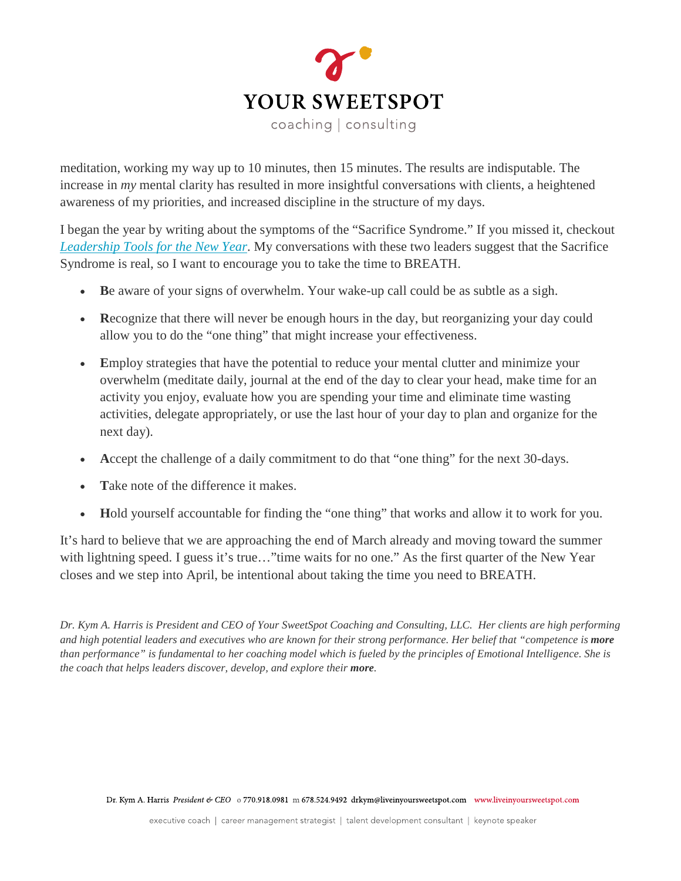meditation, working my way up to 10 minutes, then 15 minutes. The results are indisputable. The increase in *my* mental clarity has resulted in more insightful conversations with clients, a heightened awareness of my priorities, and increased discipline in the structure of my days.

I began the year by writing about the symptoms of the "Sacrifice Syndrome." If you missed it, checkout *[Leadership Tools for the New Year](Leadership Tools for the New Year)*. My conversations with these two leaders suggest that the Sacrifice Syndrome is real, so I want to encourage you to take the time to BREATH.

- **B**e aware of your signs of overwhelm. Your wake-up call could be as subtle as a sigh.
- **R**ecognize that there will never be enough hours in the day, but reorganizing your day could allow you to do the "one thing" that might increase your effectiveness.
- **E**mploy strategies that have the potential to reduce your mental clutter and minimize your overwhelm (meditate daily, journal at the end of the day to clear your head, make time for an activity you enjoy, evaluate how you are spending your time and eliminate time wasting activities, delegate appropriately, or use the last hour of your day to plan and organize for the next day).
- **A**ccept the challenge of a daily commitment to do that "one thing" for the next 30-days.
- **T**ake note of the difference it makes.
- **H**old yourself accountable for finding the "one thing" that works and allow it to work for you.

It's hard to believe that we are approaching the end of March already and moving toward the summer with lightning speed. I guess it's true…"time waits for no one." As the first quarter of the New Year closes and we step into April, be intentional about taking the time you need to BREATH.

*Dr. Kym A. Harris is President and CEO of Your SweetSpot Coaching and Consulting, LLC. Her clients are high performing and high potential leaders and executives who are known for their strong performance. Her belief that "competence is **more** than performance" is fundamental to her coaching model which is fueled by the principles of Emotional Intelligence. She is the coach that helps leaders discover, develop, and explore their **more**.*